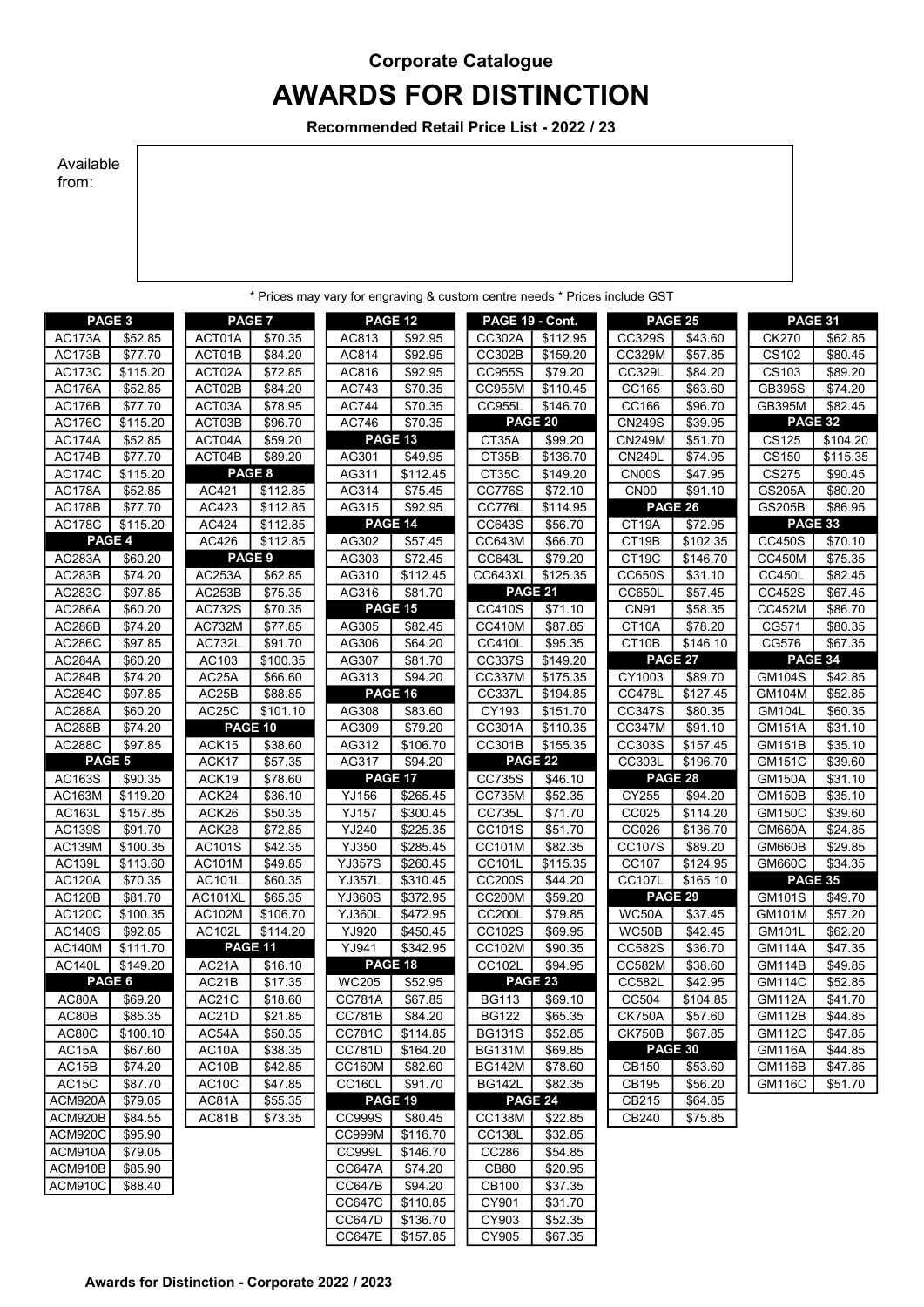**Corporate Catalogue**

# AWARDS FOR DISTINCTION

**Recommended Retail Price List - 2022 / 23**

Available from:

\* Prices may vary for engraving & custom centre needs \* Prices include GST

| | |
|---|---|
| **PAGE 3** | |
| AC173A | $52.85 |
| AC173B | $77.70 |
| AC173C | $115.20 |
| AC176A | $52.85 |
| AC176B | $77.70 |
| AC176C | $115.20 |
| AC174A | $52.85 |
| AC174B | $77.70 |
| AC174C | $115.20 |
| AC178A | $52.85 |
| AC178B | $77.70 |
| AC178C | $115.20 |
| **PAGE 4** | |
| AC283A | $60.20 |
| AC283B | $74.20 |
| AC283C | $97.85 |
| AC286A | $60.20 |
| AC286B | $74.20 |
| AC286C | $97.85 |
| AC284A | $60.20 |
| AC284B | $74.20 |
| AC284C | $97.85 |
| AC288A | $60.20 |
| AC288B | $74.20 |
| AC288C | $97.85 |
| **PAGE 5** | |
| AC163S | $90.35 |
| AC163M | $119.20 |
| AC163L | $157.85 |
| AC139S | $91.70 |
| AC139M | $100.35 |
| AC139L | $113.60 |
| AC120A | $70.35 |
| AC120B | $81.70 |
| AC120C | $100.35 |
| AC140S | $92.85 |
| AC140M | $111.70 |
| AC140L | $149.20 |
| **PAGE 6** | |
| AC80A | $69.20 |
| AC80B | $85.35 |
| AC80C | $100.10 |
| AC15A | $67.60 |
| AC15B | $74.20 |
| AC15C | $87.70 |
| ACM920A | $79.05 |
| ACM920B | $84.55 |
| ACM920C | $95.90 |
| ACM910A | $79.05 |
| ACM910B | $85.90 |
| ACM910C | $88.40 |

| | |
|---|---|
| **PAGE 7** | |
| ACT01A | $70.35 |
| ACT01B | $84.20 |
| ACT02A | $72.85 |
| ACT02B | $84.20 |
| ACT03A | $78.95 |
| ACT03B | $96.70 |
| ACT04A | $59.20 |
| ACT04B | $89.20 |
| **PAGE 8** | |
| AC421 | $112.85 |
| AC423 | $112.85 |
| AC424 | $112.85 |
| AC426 | $112.85 |
| **PAGE 9** | |
| AC253A | $62.85 |
| AC253B | $75.35 |
| AC732S | $70.35 |
| AC732M | $77.85 |
| AC732L | $91.70 |
| AC103 | $100.35 |
| AC25A | $66.60 |
| AC25B | $88.85 |
| AC25C | $101.10 |
| **PAGE 10** | |
| ACK15 | $38.60 |
| ACK17 | $57.35 |
| ACK19 | $78.60 |
| ACK24 | $36.10 |
| ACK26 | $50.35 |
| ACK28 | $72.85 |
| AC101S | $42.35 |
| AC101M | $49.85 |
| AC101L | $60.35 |
| AC101XL | $65.35 |
| AC102M | $106.70 |
| AC102L | $114.20 |
| **PAGE 11** | |
| AC21A | $16.10 |
| AC21B | $17.35 |
| AC21C | $18.60 |
| AC21D | $21.85 |
| AC54A | $50.35 |
| AC10A | $38.35 |
| AC10B | $42.85 |
| AC10C | $47.85 |
| AC81A | $55.35 |
| AC81B | $73.35 |

| | |
|---|---|
| **PAGE 12** | |
| AC813 | $92.95 |
| AC814 | $92.95 |
| AC816 | $92.95 |
| AC743 | $70.35 |
| AC744 | $70.35 |
| AC746 | $70.35 |
| **PAGE 13** | |
| AG301 | $49.95 |
| AG311 | $112.45 |
| AG314 | $75.45 |
| AG315 | $92.95 |
| **PAGE 14** | |
| AG302 | $57.45 |
| AG303 | $72.45 |
| AG310 | $112.45 |
| AG316 | $81.70 |
| **PAGE 15** | |
| AG305 | $82.45 |
| AG306 | $64.20 |
| AG307 | $81.70 |
| AG313 | $94.20 |
| **PAGE 16** | |
| AG308 | $83.60 |
| AG309 | $79.20 |
| AG312 | $106.70 |
| AG317 | $94.20 |
| **PAGE 17** | |
| YJ156 | $265.45 |
| YJ157 | $300.45 |
| YJ240 | $225.35 |
| YJ350 | $285.45 |
| YJ357S | $260.45 |
| YJ357L | $310.45 |
| YJ360S | $372.95 |
| YJ360L | $472.95 |
| YJ920 | $450.45 |
| YJ941 | $342.95 |
| **PAGE 18** | |
| WC205 | $52.95 |
| CC781A | $67.85 |
| CC781B | $84.20 |
| CC781C | $114.85 |
| CC781D | $164.20 |
| CC160M | $82.60 |
| CC160L | $91.70 |
| **PAGE 19** | |
| CC999S | $80.45 |
| CC999M | $116.70 |
| CC999L | $146.70 |
| CC647A | $74.20 |
| CC647B | $94.20 |
| CC647C | $110.85 |
| CC647D | $136.70 |
| CC647E | $157.85 |

| | |
|---|---|
| **PAGE 19 - Cont.** | |
| CC302A | $112.95 |
| CC302B | $159.20 |
| CC955S | $79.20 |
| CC955M | $110.45 |
| CC955L | $146.70 |
| **PAGE 20** | |
| CT35A | $99.20 |
| CT35B | $136.70 |
| CT35C | $149.20 |
| CC776S | $72.10 |
| CC776L | $114.95 |
| CC643S | $56.70 |
| CC643M | $66.70 |
| CC643L | $79.20 |
| CC643XL | $125.35 |
| **PAGE 21** | |
| CC410S | $71.10 |
| CC410M | $87.85 |
| CC410L | $95.35 |
| CC337S | $149.20 |
| CC337M | $175.35 |
| CC337L | $194.85 |
| CY193 | $151.70 |
| CC301A | $110.35 |
| CC301B | $155.35 |
| **PAGE 22** | |
| CC735S | $46.10 |
| CC735M | $52.35 |
| CC735L | $71.70 |
| CC101S | $51.70 |
| CC101M | $82.35 |
| CC101L | $115.35 |
| CC200S | $44.20 |
| CC200M | $59.20 |
| CC200L | $79.85 |
| CC102S | $69.95 |
| CC102M | $90.35 |
| CC102L | $94.95 |
| **PAGE 23** | |
| BG113 | $69.10 |
| BG122 | $65.35 |
| BG131S | $52.85 |
| BG131M | $69.85 |
| BG142M | $78.60 |
| BG142L | $82.35 |
| **PAGE 24** | |
| CC138M | $22.85 |
| CC138L | $32.85 |
| CC286 | $54.85 |
| CB80 | $20.95 |
| CB100 | $37.35 |
| CY901 | $31.70 |
| CY903 | $52.35 |
| CY905 | $67.35 |

| | |
|---|---|
| **PAGE 25** | |
| CC329S | $43.60 |
| CC329M | $57.85 |
| CC329L | $84.20 |
| CC165 | $63.60 |
| CC166 | $96.70 |
| CN249S | $39.95 |
| CN249M | $51.70 |
| CN249L | $74.95 |
| CN00S | $47.95 |
| CN00 | $91.10 |
| **PAGE 26** | |
| CT19A | $72.95 |
| CT19B | $102.35 |
| CT19C | $146.70 |
| CC650S | $31.10 |
| CC650L | $57.45 |
| CN91 | $58.35 |
| CT10A | $78.20 |
| CT10B | $146.10 |
| **PAGE 27** | |
| CY1003 | $89.70 |
| CC478L | $127.45 |
| CC347S | $80.35 |
| CC347M | $91.10 |
| CC303S | $157.45 |
| CC303L | $196.70 |
| **PAGE 28** | |
| CY255 | $94.20 |
| CC025 | $114.20 |
| CC026 | $136.70 |
| CC107S | $89.20 |
| CC107 | $124.95 |
| CC107L | $165.10 |
| **PAGE 29** | |
| WC50A | $37.45 |
| WC50B | $42.45 |
| CC582S | $36.70 |
| CC582M | $38.60 |
| CC582L | $42.95 |
| CC504 | $104.85 |
| CK750A | $57.60 |
| CK750B | $67.85 |
| **PAGE 30** | |
| CB150 | $53.60 |
| CB195 | $56.20 |
| CB215 | $64.85 |
| CB240 | $75.85 |

| | |
|---|---|
| **PAGE 31** | |
| CK270 | $62.85 |
| CS102 | $80.45 |
| CS103 | $89.20 |
| GB395S | $74.20 |
| GB395M | $82.45 |
| **PAGE 32** | |
| CS125 | $104.20 |
| CS150 | $115.35 |
| CS275 | $90.45 |
| GS205A | $80.20 |
| GS205B | $86.95 |
| **PAGE 33** | |
| CC450S | $70.10 |
| CC450M | $75.35 |
| CC450L | $82.45 |
| CC452S | $67.45 |
| CC452M | $86.70 |
| CG571 | $80.35 |
| CG576 | $67.35 |
| **PAGE 34** | |
| GM104S | $42.85 |
| GM104M | $52.85 |
| GM104L | $60.35 |
| GM151A | $31.10 |
| GM151B | $35.10 |
| GM151C | $39.60 |
| GM150A | $31.10 |
| GM150B | $35.10 |
| GM150C | $39.60 |
| GM660A | $24.85 |
| GM660B | $29.85 |
| GM660C | $34.35 |
| **PAGE 35** | |
| GM101S | $49.70 |
| GM101M | $57.20 |
| GM101L | $62.20 |
| GM114A | $47.35 |
| GM114B | $49.85 |
| GM114C | $52.85 |
| GM112A | $41.70 |
| GM112B | $44.85 |
| GM112C | $47.85 |
| GM116A | $44.85 |
| GM116B | $47.85 |
| GM116C | $51.70 |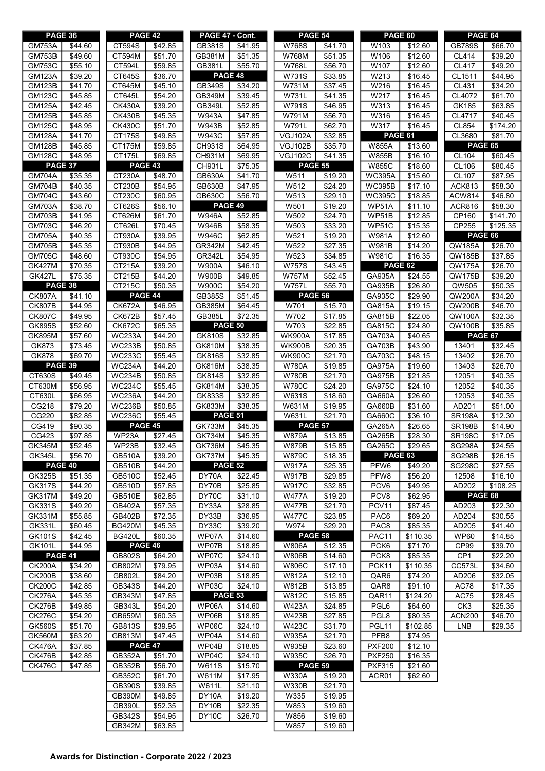| PAGE 36 | |
|---|---|
| GM753A | $44.60 |
| GM753B | $49.60 |
| GM753C | $55.10 |
| GM123A | $39.20 |
| GM123B | $41.70 |
| GM123C | $45.85 |
| GM125A | $42.45 |
| GM125B | $45.85 |
| GM125C | $48.95 |
| GM128A | $41.70 |
| GM128B | $45.85 |
| GM128C | $48.95 |
| **PAGE 37** | |
| GM704A | $35.35 |
| GM704B | $40.35 |
| GM704C | $43.60 |
| GM703A | $38.70 |
| GM703B | $41.95 |
| GM703C | $46.20 |
| GM705A | $40.35 |
| GM705B | $45.35 |
| GM705C | $48.60 |
| GK427M | $70.35 |
| GK427L | $75.35 |
| **PAGE 38** | |
| CK807A | $41.10 |
| CK807B | $44.95 |
| CK807C | $49.95 |
| GK895S | $52.60 |
| GK895M | $57.60 |
| GK873 | $73.45 |
| GK878 | $69.70 |
| **PAGE 39** | |
| CT630S | $49.45 |
| CT630M | $56.95 |
| CT630L | $66.95 |
| CG218 | $79.20 |
| CG220 | $82.85 |
| CG419 | $90.35 |
| CG423 | $97.85 |
| GK345M | $52.45 |
| GK345L | $56.70 |
| **PAGE 40** | |
| GK325S | $51.35 |
| GK317S | $44.20 |
| GK317M | $49.20 |
| GK331S | $49.20 |
| GK331M | $55.85 |
| GK331L | $60.45 |
| GK101S | $42.45 |
| GK101L | $44.95 |
| **PAGE 41** | |
| CK200A | $34.20 |
| CK200B | $38.60 |
| CK200C | $42.85 |
| CK276A | $45.35 |
| CK276B | $49.85 |
| CK276C | $54.20 |
| GK560S | $51.70 |
| GK560M | $63.20 |
| CK476A | $37.85 |
| CK476B | $42.85 |
| CK476C | $47.85 |

| PAGE 42 | |
|---|---|
| CT594S | $42.85 |
| CT594M | $51.70 |
| CT594L | $59.85 |
| CT645S | $36.70 |
| CT645M | $45.10 |
| CT645L | $54.20 |
| CK430A | $39.20 |
| CK430B | $45.35 |
| CK430C | $51.70 |
| CT175S | $49.85 |
| CT175M | $59.85 |
| CT175L | $69.85 |
| **PAGE 43** | |
| CT230A | $48.70 |
| CT230B | $54.95 |
| CT230C | $60.95 |
| CT626S | $56.10 |
| CT626M | $61.70 |
| CT626L | $70.45 |
| CT930A | $39.95 |
| CT930B | $44.95 |
| CT930C | $54.95 |
| CT215A | $39.20 |
| CT215B | $44.20 |
| CT215C | $50.35 |
| **PAGE 44** | |
| CK672A | $46.95 |
| CK672B | $57.45 |
| CK672C | $65.35 |
| WC233A | $44.20 |
| WC233B | $50.85 |
| WC233C | $55.45 |
| WC234A | $44.20 |
| WC234B | $50.85 |
| WC234C | $55.45 |
| WC236A | $44.20 |
| WC236B | $50.85 |
| WC236C | $55.45 |
| **PAGE 45** | |
| WP23A | $27.45 |
| WP23B | $32.45 |
| GB510A | $39.20 |
| GB510B | $44.20 |
| GB510C | $52.45 |
| GB510D | $57.85 |
| GB510E | $62.85 |
| GB402A | $57.35 |
| GB402B | $72.35 |
| BG420M | $45.35 |
| BG420L | $60.35 |
| **PAGE 46** | |
| GB802S | $64.20 |
| GB802M | $79.95 |
| GB802L | $84.20 |
| GB343S | $44.20 |
| GB343M | $47.85 |
| GB343L | $54.20 |
| GB659M | $60.35 |
| GB813S | $39.95 |
| GB813M | $47.45 |
| **PAGE 47** | |
| GB352A | $51.70 |
| GB352B | $56.70 |
| GB352C | $61.70 |
| GB390S | $39.85 |
| GB390M | $49.85 |
| GB390L | $52.35 |
| GB342S | $54.95 |
| GB342M | $63.85 |

| PAGE 47 - Cont. | |
|---|---|
| GB381S | $41.95 |
| GB381M | $51.35 |
| GB381L | $55.70 |
| **PAGE 48** | |
| GB349S | $34.20 |
| GB349M | $39.45 |
| GB349L | $52.85 |
| W943A | $47.85 |
| W943B | $52.85 |
| W943C | $57.85 |
| CH931S | $64.95 |
| CH931M | $69.95 |
| CH931L | $75.35 |
| GB630A | $41.70 |
| GB630B | $47.95 |
| GB630C | $56.70 |
| **PAGE 49** | |
| W946A | $52.85 |
| W946B | $58.35 |
| W946C | $62.85 |
| GR342M | $42.45 |
| GR342L | $54.95 |
| W900A | $46.10 |
| W900B | $49.85 |
| W900C | $54.20 |
| GB385S | $51.45 |
| GB385M | $64.45 |
| GB385L | $72.35 |
| **PAGE 50** | |
| GK810S | $32.85 |
| GK810M | $38.35 |
| GK816S | $32.85 |
| GK816M | $38.35 |
| GK814S | $32.85 |
| GK814M | $38.35 |
| GK833S | $32.85 |
| GK833M | $38.35 |
| **PAGE 51** | |
| GK733M | $45.35 |
| GK734M | $45.35 |
| GK736M | $45.35 |
| GK737M | $45.35 |
| **PAGE 52** | |
| DY70A | $22.45 |
| DY70B | $25.85 |
| DY70C | $31.10 |
| DY33A | $28.85 |
| DY33B | $36.95 |
| DY33C | $39.20 |
| WP07A | $14.60 |
| WP07B | $18.85 |
| WP07C | $24.10 |
| WP03A | $14.60 |
| WP03B | $18.85 |
| WP03C | $24.10 |
| **PAGE 53** | |
| WP06A | $14.60 |
| WP06B | $18.85 |
| WP06C | $24.10 |
| WP04A | $14.60 |
| WP04B | $18.85 |
| WP04C | $24.10 |
| W611S | $15.70 |
| W611M | $17.95 |
| W611L | $21.10 |
| DY10A | $19.20 |
| DY10B | $22.35 |
| DY10C | $26.70 |

| PAGE 54 | |
|---|---|
| W768S | $41.70 |
| W768M | $51.35 |
| W768L | $56.70 |
| W731S | $33.85 |
| W731M | $37.45 |
| W731L | $41.35 |
| W791S | $46.95 |
| W791M | $56.70 |
| W791L | $62.70 |
| VGJ102A | $32.85 |
| VGJ102B | $35.70 |
| VGJ102C | $41.35 |
| **PAGE 55** | |
| W511 | $19.20 |
| W512 | $24.20 |
| W513 | $29.10 |
| W501 | $19.20 |
| W502 | $24.70 |
| W503 | $33.20 |
| W521 | $19.20 |
| W522 | $27.35 |
| W523 | $34.85 |
| W757S | $43.45 |
| W757M | $52.45 |
| W757L | $55.70 |
| **PAGE 56** | |
| W701 | $15.70 |
| W702 | $17.85 |
| W703 | $22.85 |
| WK900A | $17.85 |
| WK900B | $20.35 |
| WK900C | $21.70 |
| W780A | $19.85 |
| W780B | $21.70 |
| W780C | $24.20 |
| W631S | $18.60 |
| W631M | $19.95 |
| W631L | $21.70 |
| **PAGE 57** | |
| W879A | $13.85 |
| W879B | $15.85 |
| W879C | $18.35 |
| W917A | $25.35 |
| W917B | $29.85 |
| W917C | $32.85 |
| W477A | $19.20 |
| W477B | $21.70 |
| W477C | $23.85 |
| W974 | $29.20 |
| **PAGE 58** | |
| W806A | $12.35 |
| W806B | $14.60 |
| W806C | $17.10 |
| W812A | $12.10 |
| W812B | $13.85 |
| W812C | $15.85 |
| W423A | $24.85 |
| W423B | $27.85 |
| W423C | $31.70 |
| W935A | $21.70 |
| W935B | $23.60 |
| W935C | $26.70 |
| **PAGE 59** | |
| W330A | $19.20 |
| W330B | $21.70 |
| W335 | $19.95 |
| W853 | $19.60 |
| W856 | $19.60 |
| W857 | $19.60 |

| PAGE 60 | |
|---|---|
| W103 | $12.60 |
| W106 | $12.60 |
| W107 | $12.60 |
| W213 | $16.45 |
| W216 | $16.45 |
| W217 | $16.45 |
| W313 | $16.45 |
| W316 | $16.45 |
| W317 | $16.45 |
| **PAGE 61** | |
| W855A | $13.60 |
| W855B | $16.10 |
| W855C | $18.60 |
| WC395A | $15.60 |
| WC395B | $17.10 |
| WC395C | $18.85 |
| WP51A | $11.10 |
| WP51B | $12.85 |
| WP51C | $15.35 |
| W981A | $12.60 |
| W981B | $14.20 |
| W981C | $16.35 |
| **PAGE 62** | |
| GA935A | $24.55 |
| GA935B | $26.80 |
| GA935C | $29.90 |
| GA815A | $19.15 |
| GA815B | $22.05 |
| GA815C | $24.80 |
| GA703A | $40.65 |
| GA703B | $43.90 |
| GA703C | $48.15 |
| GA975A | $19.60 |
| GA975B | $21.85 |
| GA975C | $24.10 |
| GA660A | $26.60 |
| GA660B | $31.60 |
| GA660C | $36.10 |
| GA265A | $26.65 |
| GA265B | $28.30 |
| GA265C | $29.65 |
| **PAGE 63** | |
| PFW6 | $49.20 |
| PFW8 | $56.20 |
| PCV6 | $49.95 |
| PCV8 | $62.95 |
| PCV11 | $87.45 |
| PAC6 | $69.20 |
| PAC8 | $85.35 |
| PAC11 | $110.35 |
| PCK6 | $71.70 |
| PCK8 | $85.35 |
| PCK11 | $110.35 |
| QAR6 | $74.20 |
| QAR8 | $91.10 |
| QAR11 | $124.20 |
| PGL6 | $64.60 |
| PGL8 | $80.35 |
| PGL11 | $102.85 |
| PFB8 | $74.95 |
| PXF200 | $12.10 |
| PXF250 | $16.35 |
| PXF315 | $21.60 |
| ACR01 | $62.60 |

| PAGE 64 | |
|---|---|
| GB789S | $66.70 |
| CL414 | $39.20 |
| CL417 | $49.20 |
| CL1511 | $44.95 |
| CL431 | $34.20 |
| CL4072 | $61.70 |
| GK185 | $63.85 |
| CL4717 | $40.45 |
| CL854 | $174.20 |
| CL3680 | $81.70 |
| **PAGE 65** | |
| CL104 | $60.45 |
| CL106 | $80.45 |
| CL107 | $87.95 |
| ACK813 | $58.30 |
| ACW814 | $46.80 |
| ACR816 | $58.30 |
| CP160 | $141.70 |
| CP255 | $125.35 |
| **PAGE 66** | |
| QW185A | $26.70 |
| QW185B | $37.85 |
| QW175A | $26.70 |
| QW175B | $39.20 |
| QW505 | $50.35 |
| QW200A | $34.20 |
| QW200B | $46.70 |
| QW100A | $32.35 |
| QW100B | $35.85 |
| **PAGE 67** | |
| 13401 | $32.45 |
| 13402 | $26.70 |
| 13403 | $26.70 |
| 12051 | $40.35 |
| 12052 | $40.35 |
| 12053 | $40.35 |
| AD201 | $51.00 |
| SR198A | $12.30 |
| SR198B | $14.90 |
| SR198C | $17.05 |
| SG298A | $24.55 |
| SG298B | $26.15 |
| SG298C | $27.55 |
| 12508 | $16.10 |
| AD202 | $108.25 |
| **PAGE 68** | |
| AD203 | $22.30 |
| AD204 | $30.55 |
| AD205 | $41.40 |
| WP60 | $14.85 |
| CP99 | $39.70 |
| CP1 | $22.20 |
| CC573L | $34.60 |
| AD206 | $32.05 |
| AC78 | $17.35 |
| AC75 | $28.45 |
| CK3 | $25.35 |
| ACN200 | $46.70 |
| LNB | $29.35 |

**Awards for Distinction - Corporate 2022 / 2023**